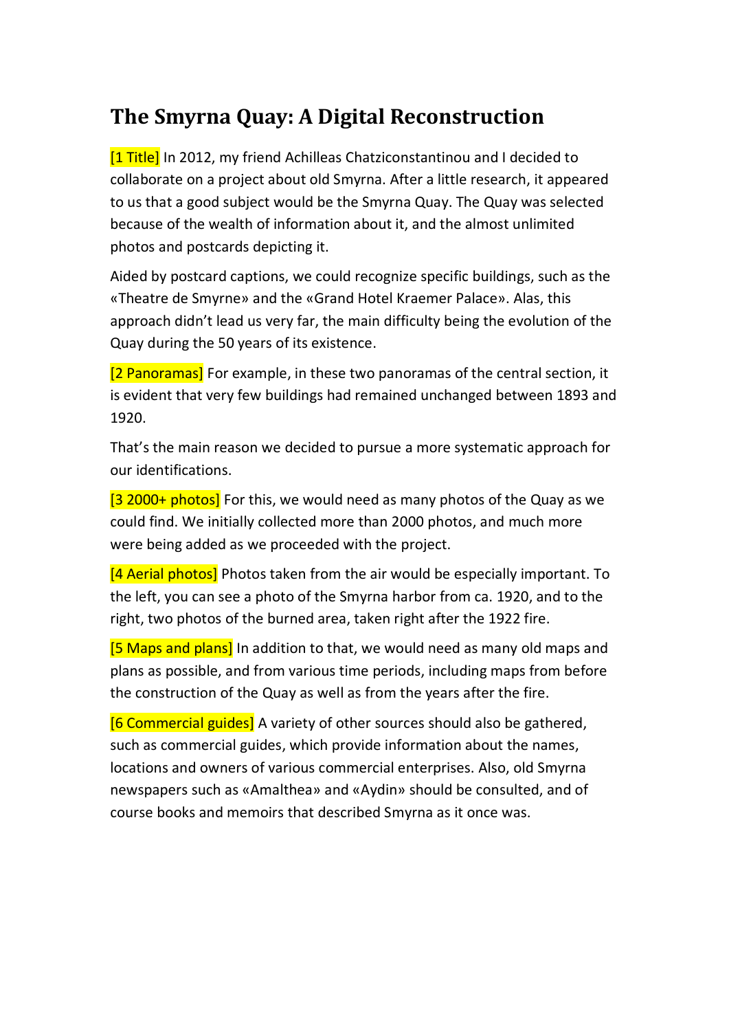# The Smyrna Quay: A Digital Reconstruction

[1 Title] In 2012, my friend Achilleas Chatziconstantinou and I decided to collaborate on a project about old Smyrna. After a little research, it appeared to us that a good subject would be the Smyrna Quay. The Quay was selected because of the wealth of information about it, and the almost unlimited photos and postcards depicting it.

Aided by postcard captions, we could recognize specific buildings, such as the «Theatre de Smyrne» and the «Grand Hotel Kraemer Palace». Alas, this approach didn't lead us very far, the main difficulty being the evolution of the Quay during the 50 years of its existence.

[2 Panoramas] For example, in these two panoramas of the central section, it is evident that very few buildings had remained unchanged between 1893 and 1920.

That's the main reason we decided to pursue a more systematic approach for our identifications.

[3 2000+ photos] For this, we would need as many photos of the Quay as we could find. We initially collected more than 2000 photos, and much more were being added as we proceeded with the project.

[4 Aerial photos] Photos taken from the air would be especially important. To the left, you can see a photo of the Smyrna harbor from ca. 1920, and to the right, two photos of the burned area, taken right after the 1922 fire.

[5 Maps and plans] In addition to that, we would need as many old maps and plans as possible, and from various time periods, including maps from before the construction of the Quay as well as from the years after the fire.

[6 Commercial guides] A variety of other sources should also be gathered, such as commercial guides, which provide information about the names, locations and owners of various commercial enterprises. Also, old Smyrna newspapers such as «Amalthea» and «Aydin» should be consulted, and of course books and memoirs that described Smyrna as it once was.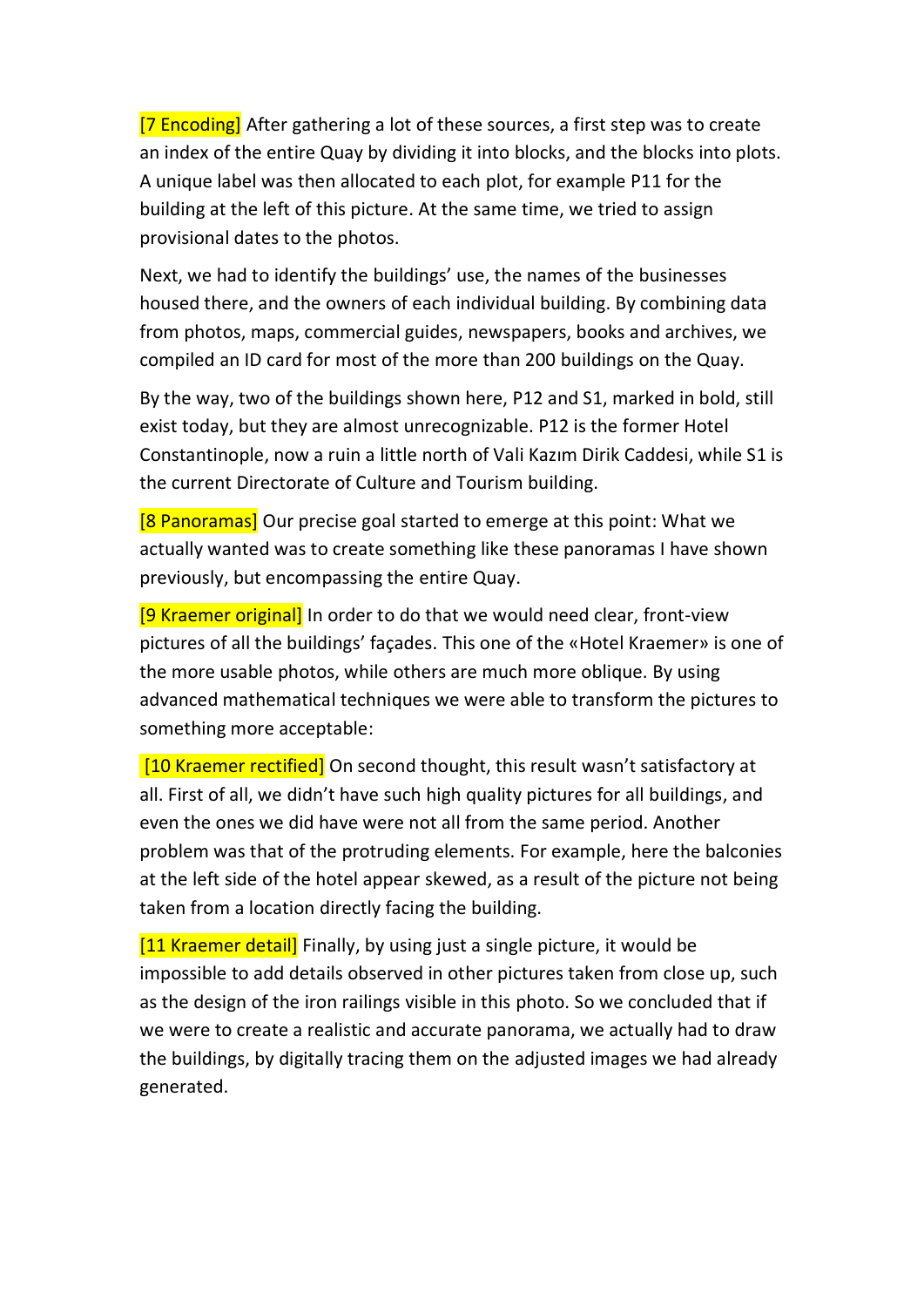[7 Encoding] After gathering a lot of these sources, a first step was to create an index of the entire Quay by dividing it into blocks, and the blocks into plots. A unique label was then allocated to each plot, for example P11 for the building at the left of this picture. At the same time, we tried to assign provisional dates to the photos.

Next, we had to identify the buildings' use, the names of the businesses housed there, and the owners of each individual building. By combining data from photos, maps, commercial guides, newspapers, books and archives, we compiled an ID card for most of the more than 200 buildings on the Quay.

By the way, two of the buildings shown here, P12 and S1, marked in bold, still exist today, but they are almost unrecognizable. P12 is the former Hotel Constantinople, now a ruin a little north of Vali Kazım Dirik Caddesi, while S1 is the current Directorate of Culture and Tourism building.

[8 Panoramas] Our precise goal started to emerge at this point: What we actually wanted was to create something like these panoramas I have shown previously, but encompassing the entire Quay.

[9 Kraemer original] In order to do that we would need clear, front-view pictures of all the buildings' façades. This one of the «Hotel Kraemer» is one of the more usable photos, while others are much more oblique. By using advanced mathematical techniques we were able to transform the pictures to something more acceptable:

[10 Kraemer rectified] On second thought, this result wasn't satisfactory at all. First of all, we didn't have such high quality pictures for all buildings, and even the ones we did have were not all from the same period. Another problem was that of the protruding elements. For example, here the balconies at the left side of the hotel appear skewed, as a result of the picture not being taken from a location directly facing the building.

[11 Kraemer detail] Finally, by using just a single picture, it would be impossible to add details observed in other pictures taken from close up, such as the design of the iron railings visible in this photo. So we concluded that if we were to create a realistic and accurate panorama, we actually had to draw the buildings, by digitally tracing them on the adjusted images we had already generated.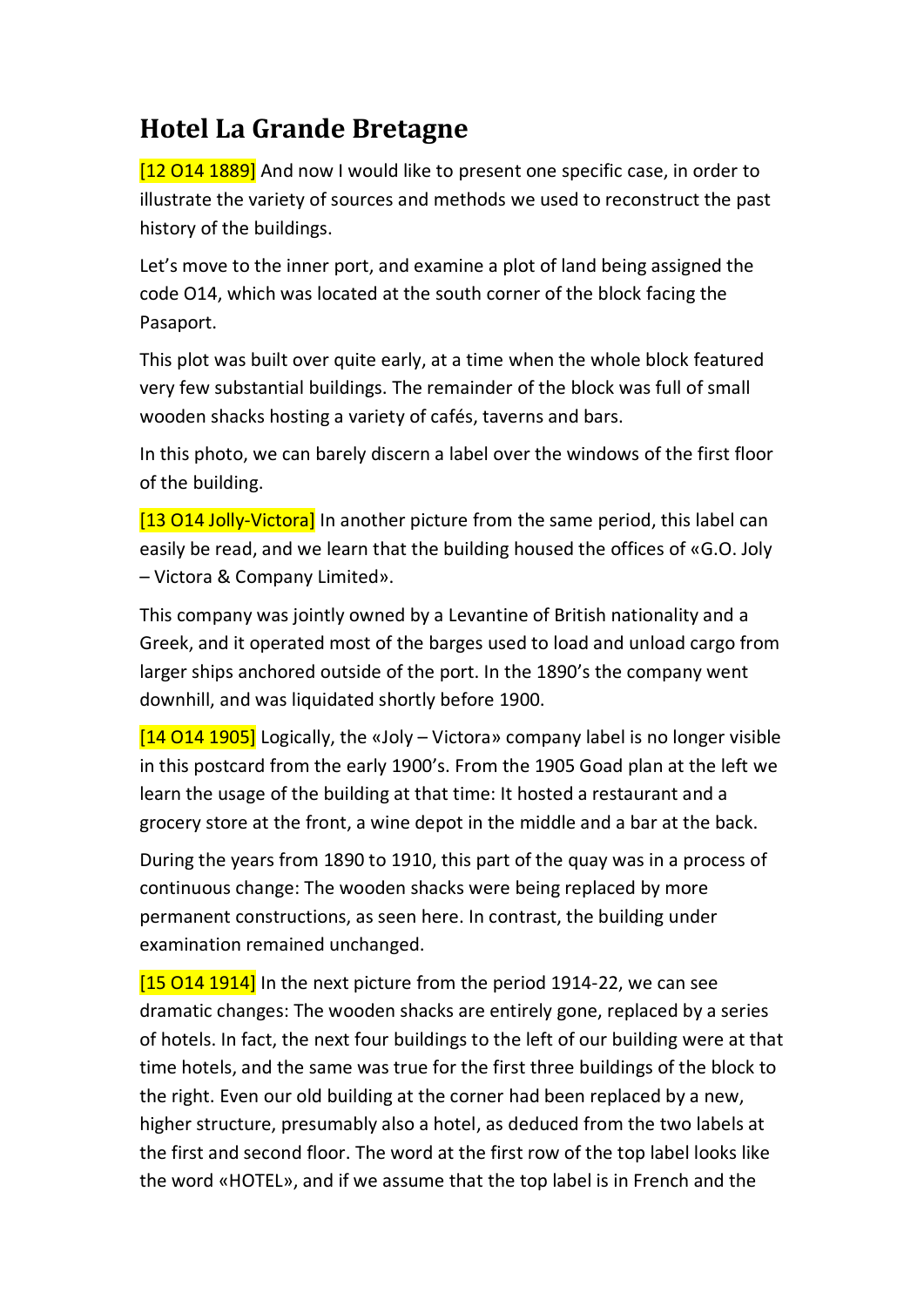# Hotel La Grande Bretagne

[12 O14 1889] And now I would like to present one specific case, in order to illustrate the variety of sources and methods we used to reconstruct the past history of the buildings.

Let's move to the inner port, and examine a plot of land being assigned the code O14, which was located at the south corner of the block facing the Pasaport.

This plot was built over quite early, at a time when the whole block featured very few substantial buildings. The remainder of the block was full of small wooden shacks hosting a variety of cafés, taverns and bars.

In this photo, we can barely discern a label over the windows of the first floor of the building.

[13 O14 Jolly-Victora] In another picture from the same period, this label can easily be read, and we learn that the building housed the offices of «G.O. Joly – Victora & Company Limited».

This company was jointly owned by a Levantine of British nationality and a Greek, and it operated most of the barges used to load and unload cargo from larger ships anchored outside of the port. In the 1890's the company went downhill, and was liquidated shortly before 1900.

[14 O14 1905] Logically, the «Joly – Victora» company label is no longer visible in this postcard from the early 1900's. From the 1905 Goad plan at the left we learn the usage of the building at that time: It hosted a restaurant and a grocery store at the front, a wine depot in the middle and a bar at the back.

During the years from 1890 to 1910, this part of the quay was in a process of continuous change: The wooden shacks were being replaced by more permanent constructions, as seen here. In contrast, the building under examination remained unchanged.

[15 O14 1914] In the next picture from the period 1914-22, we can see dramatic changes: The wooden shacks are entirely gone, replaced by a series of hotels. In fact, the next four buildings to the left of our building were at that time hotels, and the same was true for the first three buildings of the block to the right. Even our old building at the corner had been replaced by a new, higher structure, presumably also a hotel, as deduced from the two labels at the first and second floor. The word at the first row of the top label looks like the word «HOTEL», and if we assume that the top label is in French and the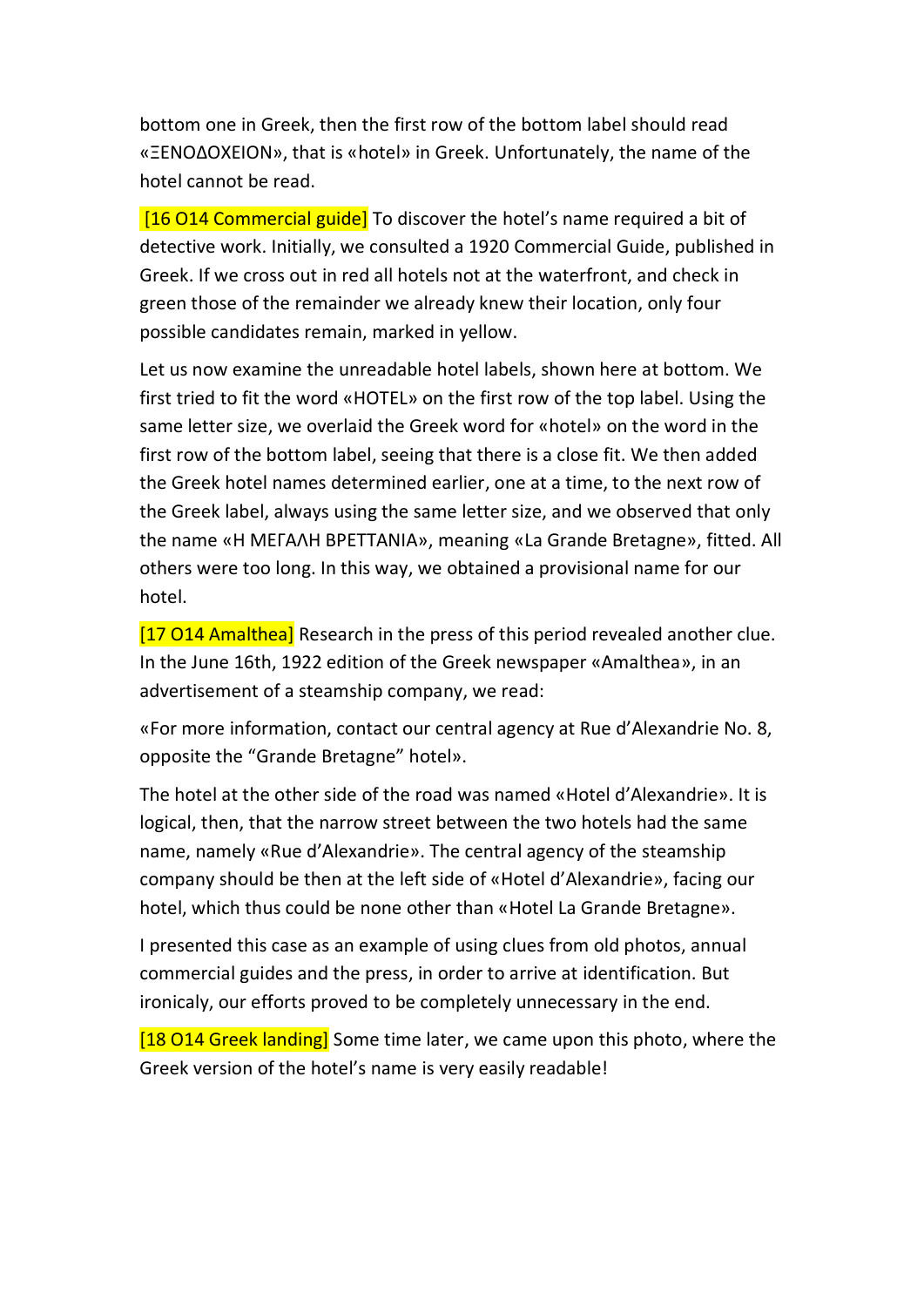bottom one in Greek, then the first row of the bottom label should read «ΞΕΝΟΔΟΧΕΙΟΝ», that is «hotel» in Greek. Unfortunately, the name of the hotel cannot be read.

[16 O14 Commercial guide] To discover the hotel's name required a bit of detective work. Initially, we consulted a 1920 Commercial Guide, published in Greek. If we cross out in red all hotels not at the waterfront, and check in green those of the remainder we already knew their location, only four possible candidates remain, marked in yellow.

Let us now examine the unreadable hotel labels, shown here at bottom. We first tried to fit the word «HOTEL» on the first row of the top label. Using the same letter size, we overlaid the Greek word for «hotel» on the word in the first row of the bottom label, seeing that there is a close fit. We then added the Greek hotel names determined earlier, one at a time, to the next row of the Greek label, always using the same letter size, and we observed that only the name «Η ΜΕΓΑΛΗ ΒΡΕΤΤΑΝΙΑ», meaning «La Grande Bretagne», fitted. All others were too long. In this way, we obtained a provisional name for our hotel.

[17 O14 Amalthea] Research in the press of this period revealed another clue. In the June 16th, 1922 edition of the Greek newspaper «Amalthea», in an advertisement of a steamship company, we read:

«For more information, contact our central agency at Rue d'Alexandrie No. 8, opposite the "Grande Bretagne" hotel».

The hotel at the other side of the road was named «Hotel d'Alexandrie». It is logical, then, that the narrow street between the two hotels had the same name, namely «Rue d'Alexandrie». The central agency of the steamship company should be then at the left side of «Hotel d'Alexandrie», facing our hotel, which thus could be none other than «Hotel La Grande Bretagne».

I presented this case as an example of using clues from old photos, annual commercial guides and the press, in order to arrive at identification. But ironicaly, our efforts proved to be completely unnecessary in the end.

[18 O14 Greek landing] Some time later, we came upon this photo, where the Greek version of the hotel's name is very easily readable!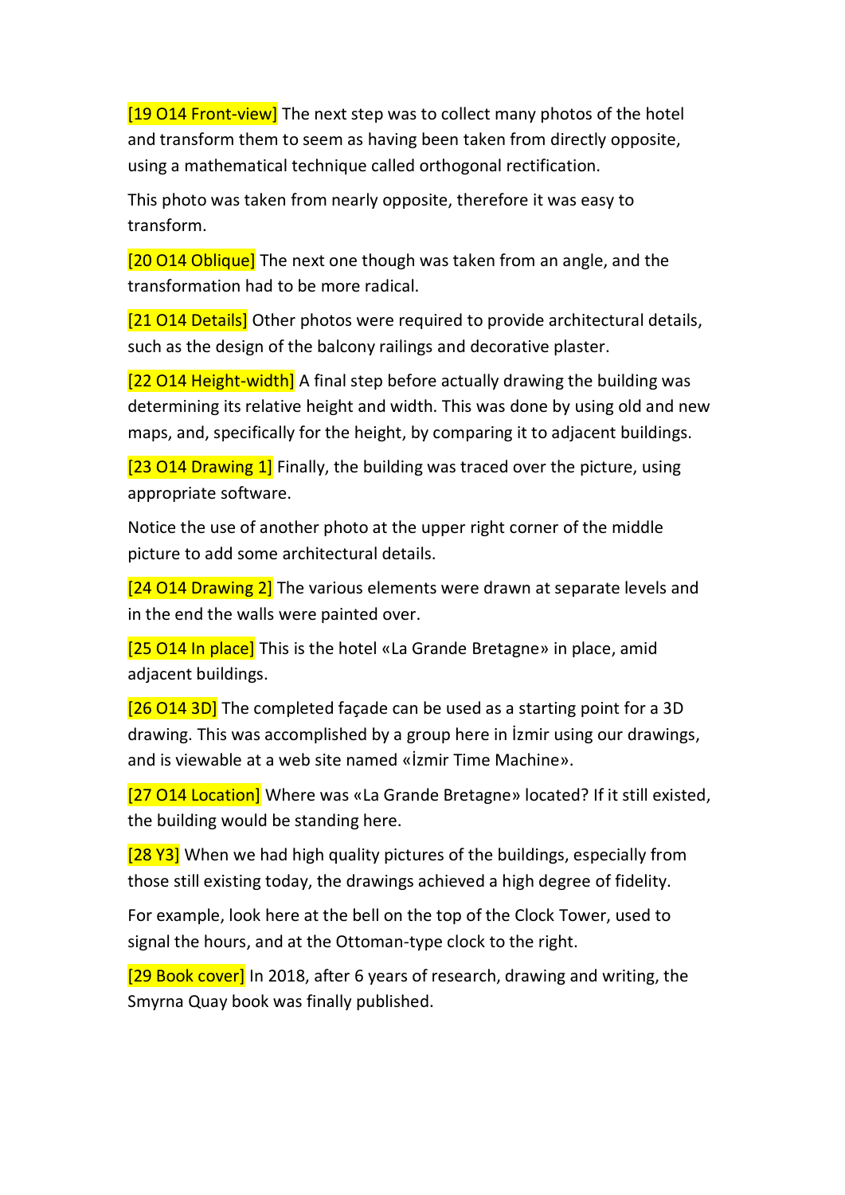[19 O14 Front-view] The next step was to collect many photos of the hotel and transform them to seem as having been taken from directly opposite, using a mathematical technique called orthogonal rectification.

This photo was taken from nearly opposite, therefore it was easy to transform.

[20 O14 Oblique] The next one though was taken from an angle, and the transformation had to be more radical.

[21 O14 Details] Other photos were required to provide architectural details, such as the design of the balcony railings and decorative plaster.

[22 O14 Height-width] A final step before actually drawing the building was determining its relative height and width. This was done by using old and new maps, and, specifically for the height, by comparing it to adjacent buildings.

[23 O14 Drawing 1] Finally, the building was traced over the picture, using appropriate software.

Notice the use of another photo at the upper right corner of the middle picture to add some architectural details.

[24 O14 Drawing 2] The various elements were drawn at separate levels and in the end the walls were painted over.

[25 O14 In place] This is the hotel «La Grande Bretagne» in place, amid adjacent buildings.

[26 O14 3D] The completed façade can be used as a starting point for a 3D drawing. This was accomplished by a group here in İzmir using our drawings, and is viewable at a web site named «İzmir Time Machine».

[27 O14 Location] Where was «La Grande Bretagne» located? If it still existed, the building would be standing here.

[28 Y3] When we had high quality pictures of the buildings, especially from those still existing today, the drawings achieved a high degree of fidelity.

For example, look here at the bell on the top of the Clock Tower, used to signal the hours, and at the Ottoman-type clock to the right.

[29 Book cover] In 2018, after 6 years of research, drawing and writing, the Smyrna Quay book was finally published.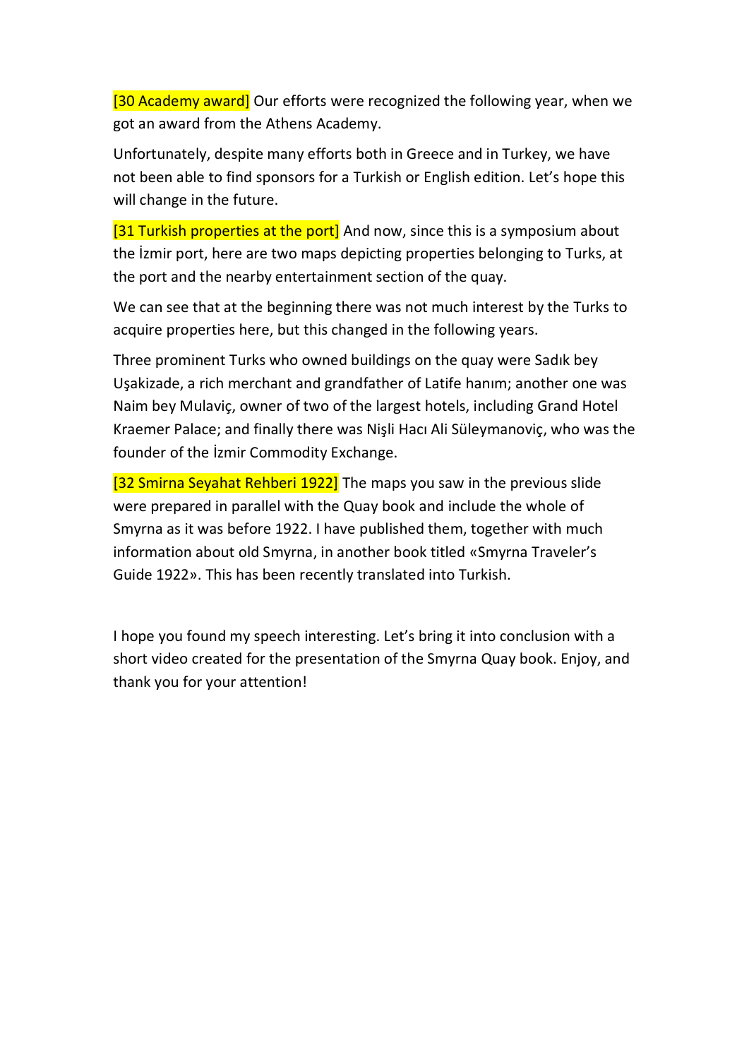[30 Academy award] Our efforts were recognized the following year, when we got an award from the Athens Academy.

Unfortunately, despite many efforts both in Greece and in Turkey, we have not been able to find sponsors for a Turkish or English edition. Let's hope this will change in the future.

[31 Turkish properties at the port] And now, since this is a symposium about the İzmir port, here are two maps depicting properties belonging to Turks, at the port and the nearby entertainment section of the quay.

We can see that at the beginning there was not much interest by the Turks to acquire properties here, but this changed in the following years.

Three prominent Turks who owned buildings on the quay were Sadık bey Uşakizade, a rich merchant and grandfather of Latife hanım; another one was Naim bey Mulaviç, owner of two of the largest hotels, including Grand Hotel Kraemer Palace; and finally there was Nişli Hacı Ali Süleymanoviç, who was the founder of the İzmir Commodity Exchange.

[32 Smirna Seyahat Rehberi 1922] The maps you saw in the previous slide were prepared in parallel with the Quay book and include the whole of Smyrna as it was before 1922. I have published them, together with much information about old Smyrna, in another book titled «Smyrna Traveler's Guide 1922». This has been recently translated into Turkish.

I hope you found my speech interesting. Let's bring it into conclusion with a short video created for the presentation of the Smyrna Quay book. Enjoy, and thank you for your attention!